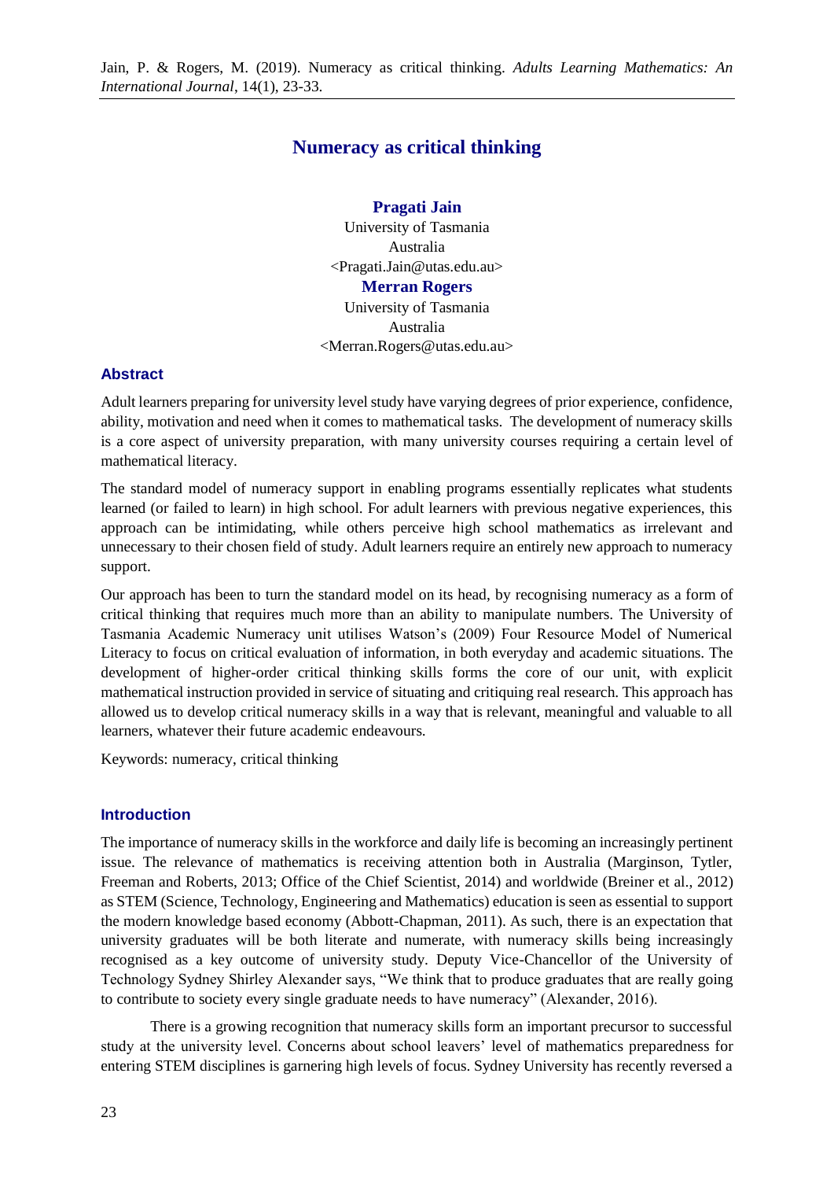# Numeracy as critical thinking

**Pragati Jain**
University of Tasmania
Australia
<Pragati.Jain@utas.edu.au>

**Merran Rogers**
University of Tasmania
Australia
<Merran.Rogers@utas.edu.au>

## Abstract

Adult learners preparing for university level study have varying degrees of prior experience, confidence, ability, motivation and need when it comes to mathematical tasks. The development of numeracy skills is a core aspect of university preparation, with many university courses requiring a certain level of mathematical literacy.

The standard model of numeracy support in enabling programs essentially replicates what students learned (or failed to learn) in high school. For adult learners with previous negative experiences, this approach can be intimidating, while others perceive high school mathematics as irrelevant and unnecessary to their chosen field of study. Adult learners require an entirely new approach to numeracy support.

Our approach has been to turn the standard model on its head, by recognising numeracy as a form of critical thinking that requires much more than an ability to manipulate numbers. The University of Tasmania Academic Numeracy unit utilises Watson's (2009) Four Resource Model of Numerical Literacy to focus on critical evaluation of information, in both everyday and academic situations. The development of higher-order critical thinking skills forms the core of our unit, with explicit mathematical instruction provided in service of situating and critiquing real research. This approach has allowed us to develop critical numeracy skills in a way that is relevant, meaningful and valuable to all learners, whatever their future academic endeavours.

Keywords: numeracy, critical thinking

## Introduction

The importance of numeracy skills in the workforce and daily life is becoming an increasingly pertinent issue. The relevance of mathematics is receiving attention both in Australia (Marginson, Tytler, Freeman and Roberts, 2013; Office of the Chief Scientist, 2014) and worldwide (Breiner et al., 2012) as STEM (Science, Technology, Engineering and Mathematics) education is seen as essential to support the modern knowledge based economy (Abbott-Chapman, 2011). As such, there is an expectation that university graduates will be both literate and numerate, with numeracy skills being increasingly recognised as a key outcome of university study. Deputy Vice-Chancellor of the University of Technology Sydney Shirley Alexander says, "We think that to produce graduates that are really going to contribute to society every single graduate needs to have numeracy" (Alexander, 2016).

There is a growing recognition that numeracy skills form an important precursor to successful study at the university level. Concerns about school leavers' level of mathematics preparedness for entering STEM disciplines is garnering high levels of focus. Sydney University has recently reversed a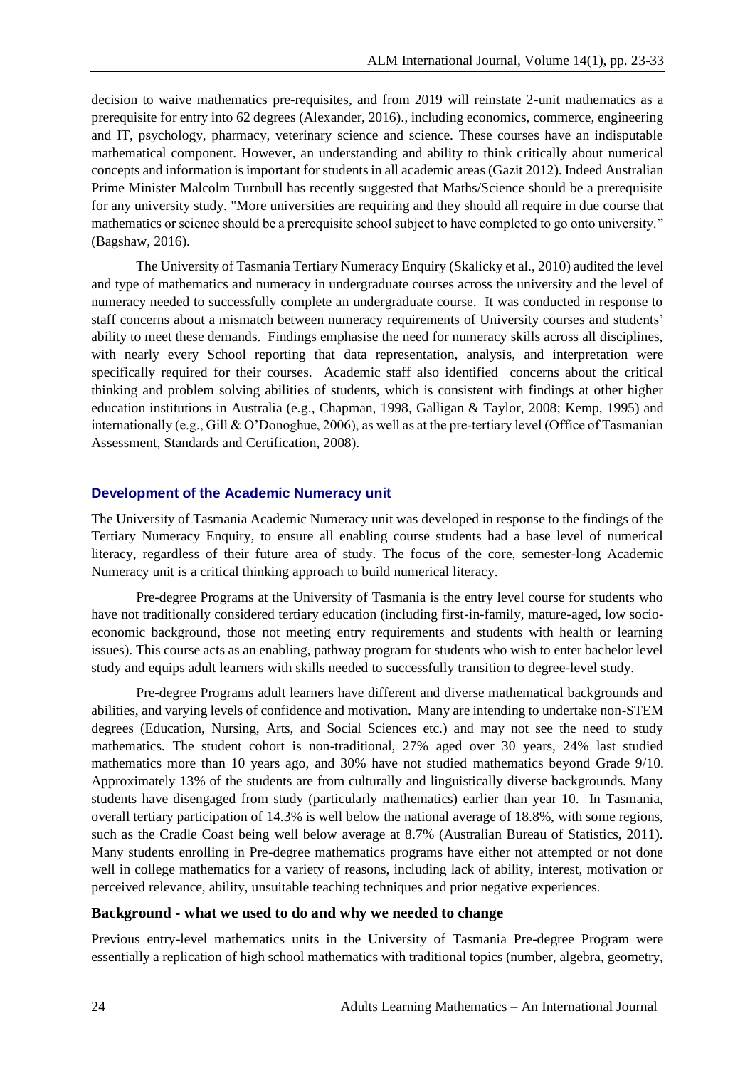decision to waive mathematics pre-requisites, and from 2019 will reinstate 2-unit mathematics as a prerequisite for entry into 62 degrees (Alexander, 2016)., including economics, commerce, engineering and IT, psychology, pharmacy, veterinary science and science. These courses have an indisputable mathematical component. However, an understanding and ability to think critically about numerical concepts and information is important for students in all academic areas (Gazit 2012). Indeed Australian Prime Minister Malcolm Turnbull has recently suggested that Maths/Science should be a prerequisite for any university study. "More universities are requiring and they should all require in due course that mathematics or science should be a prerequisite school subject to have completed to go onto university." (Bagshaw, 2016).

The University of Tasmania Tertiary Numeracy Enquiry (Skalicky et al., 2010) audited the level and type of mathematics and numeracy in undergraduate courses across the university and the level of numeracy needed to successfully complete an undergraduate course. It was conducted in response to staff concerns about a mismatch between numeracy requirements of University courses and students' ability to meet these demands. Findings emphasise the need for numeracy skills across all disciplines, with nearly every School reporting that data representation, analysis, and interpretation were specifically required for their courses. Academic staff also identified concerns about the critical thinking and problem solving abilities of students, which is consistent with findings at other higher education institutions in Australia (e.g., Chapman, 1998, Galligan & Taylor, 2008; Kemp, 1995) and internationally (e.g., Gill & O'Donoghue, 2006), as well as at the pre-tertiary level (Office of Tasmanian Assessment, Standards and Certification, 2008).

## Development of the Academic Numeracy unit

The University of Tasmania Academic Numeracy unit was developed in response to the findings of the Tertiary Numeracy Enquiry, to ensure all enabling course students had a base level of numerical literacy, regardless of their future area of study. The focus of the core, semester-long Academic Numeracy unit is a critical thinking approach to build numerical literacy.

Pre-degree Programs at the University of Tasmania is the entry level course for students who have not traditionally considered tertiary education (including first-in-family, mature-aged, low socio-economic background, those not meeting entry requirements and students with health or learning issues). This course acts as an enabling, pathway program for students who wish to enter bachelor level study and equips adult learners with skills needed to successfully transition to degree-level study.

Pre-degree Programs adult learners have different and diverse mathematical backgrounds and abilities, and varying levels of confidence and motivation. Many are intending to undertake non-STEM degrees (Education, Nursing, Arts, and Social Sciences etc.) and may not see the need to study mathematics. The student cohort is non-traditional, 27% aged over 30 years, 24% last studied mathematics more than 10 years ago, and 30% have not studied mathematics beyond Grade 9/10. Approximately 13% of the students are from culturally and linguistically diverse backgrounds. Many students have disengaged from study (particularly mathematics) earlier than year 10. In Tasmania, overall tertiary participation of 14.3% is well below the national average of 18.8%, with some regions, such as the Cradle Coast being well below average at 8.7% (Australian Bureau of Statistics, 2011). Many students enrolling in Pre-degree mathematics programs have either not attempted or not done well in college mathematics for a variety of reasons, including lack of ability, interest, motivation or perceived relevance, ability, unsuitable teaching techniques and prior negative experiences.

### Background - what we used to do and why we needed to change

Previous entry-level mathematics units in the University of Tasmania Pre-degree Program were essentially a replication of high school mathematics with traditional topics (number, algebra, geometry,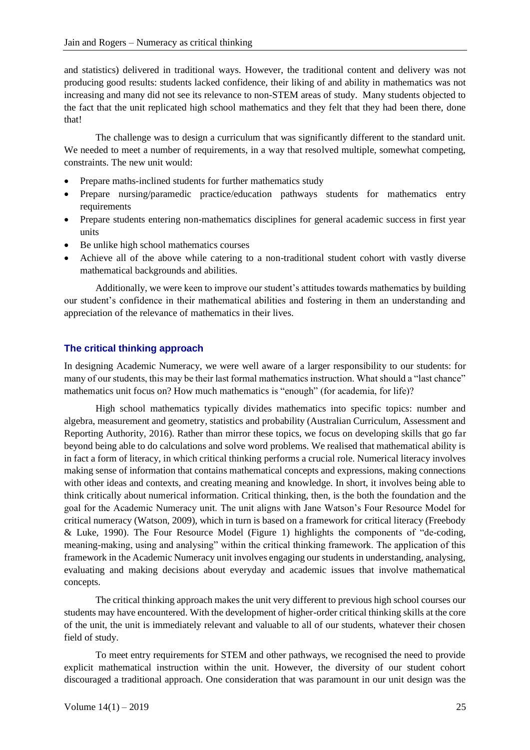and statistics) delivered in traditional ways. However, the traditional content and delivery was not producing good results: students lacked confidence, their liking of and ability in mathematics was not increasing and many did not see its relevance to non-STEM areas of study. Many students objected to the fact that the unit replicated high school mathematics and they felt that they had been there, done that!

The challenge was to design a curriculum that was significantly different to the standard unit. We needed to meet a number of requirements, in a way that resolved multiple, somewhat competing, constraints. The new unit would:

- Prepare maths-inclined students for further mathematics study
- Prepare nursing/paramedic practice/education pathways students for mathematics entry requirements
- Prepare students entering non-mathematics disciplines for general academic success in first year units
- Be unlike high school mathematics courses
- Achieve all of the above while catering to a non-traditional student cohort with vastly diverse mathematical backgrounds and abilities.

Additionally, we were keen to improve our student's attitudes towards mathematics by building our student's confidence in their mathematical abilities and fostering in them an understanding and appreciation of the relevance of mathematics in their lives.

## The critical thinking approach

In designing Academic Numeracy, we were well aware of a larger responsibility to our students: for many of our students, this may be their last formal mathematics instruction. What should a "last chance" mathematics unit focus on? How much mathematics is "enough" (for academia, for life)?

High school mathematics typically divides mathematics into specific topics: number and algebra, measurement and geometry, statistics and probability (Australian Curriculum, Assessment and Reporting Authority, 2016). Rather than mirror these topics, we focus on developing skills that go far beyond being able to do calculations and solve word problems. We realised that mathematical ability is in fact a form of literacy, in which critical thinking performs a crucial role. Numerical literacy involves making sense of information that contains mathematical concepts and expressions, making connections with other ideas and contexts, and creating meaning and knowledge. In short, it involves being able to think critically about numerical information. Critical thinking, then, is the both the foundation and the goal for the Academic Numeracy unit. The unit aligns with Jane Watson's Four Resource Model for critical numeracy (Watson, 2009), which in turn is based on a framework for critical literacy (Freebody & Luke, 1990). The Four Resource Model (Figure 1) highlights the components of "de-coding, meaning-making, using and analysing" within the critical thinking framework. The application of this framework in the Academic Numeracy unit involves engaging our students in understanding, analysing, evaluating and making decisions about everyday and academic issues that involve mathematical concepts.

The critical thinking approach makes the unit very different to previous high school courses our students may have encountered. With the development of higher-order critical thinking skills at the core of the unit, the unit is immediately relevant and valuable to all of our students, whatever their chosen field of study.

To meet entry requirements for STEM and other pathways, we recognised the need to provide explicit mathematical instruction within the unit. However, the diversity of our student cohort discouraged a traditional approach. One consideration that was paramount in our unit design was the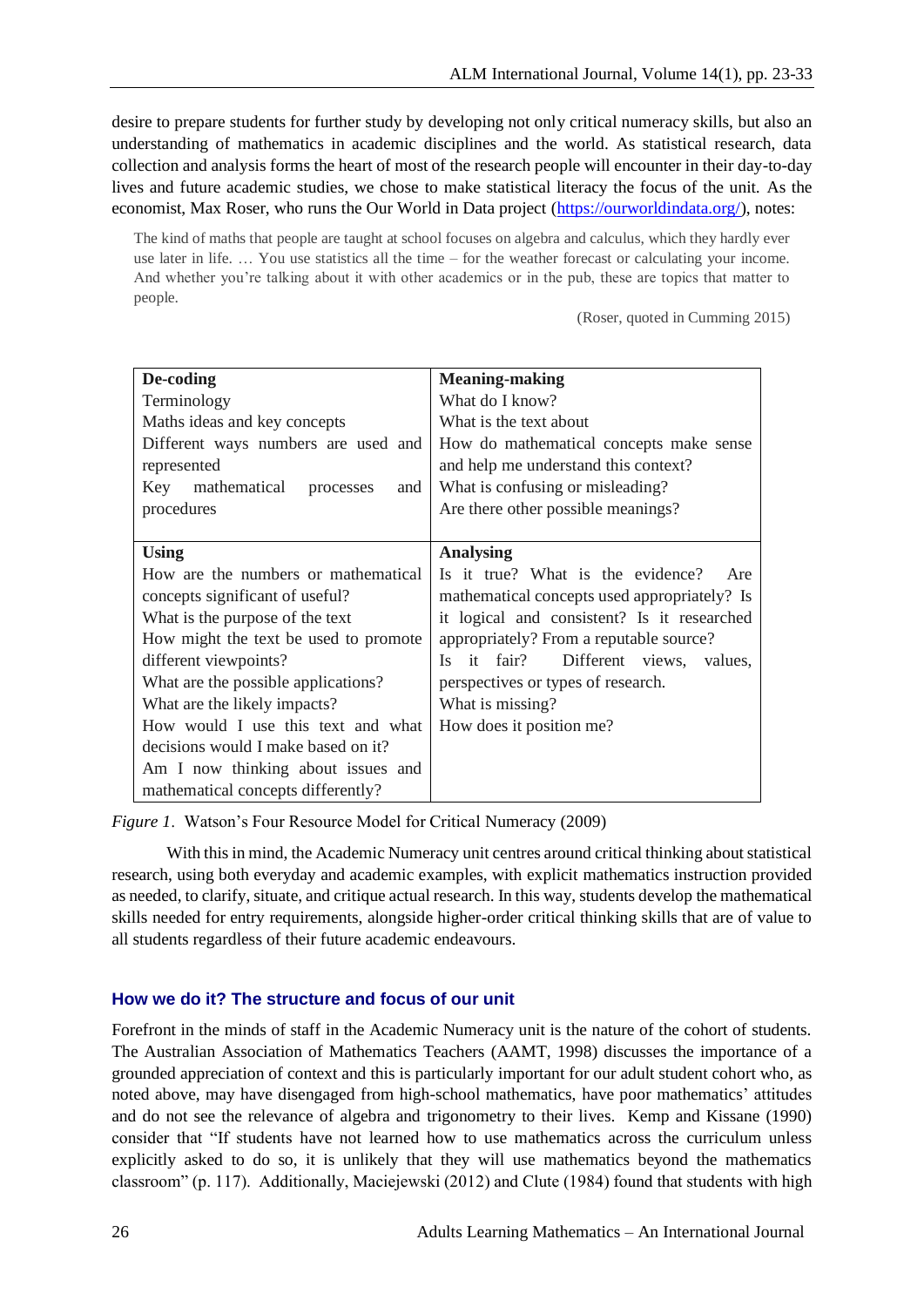desire to prepare students for further study by developing not only critical numeracy skills, but also an understanding of mathematics in academic disciplines and the world. As statistical research, data collection and analysis forms the heart of most of the research people will encounter in their day-to-day lives and future academic studies, we chose to make statistical literacy the focus of the unit. As the economist, Max Roser, who runs the Our World in Data project (https://ourworldindata.org/), notes:

> The kind of maths that people are taught at school focuses on algebra and calculus, which they hardly ever use later in life. … You use statistics all the time – for the weather forecast or calculating your income. And whether you're talking about it with other academics or in the pub, these are topics that matter to people.
>
> (Roser, quoted in Cumming 2015)

| **De-coding** | **Meaning-making** |
|---|---|
| Terminology<br>Maths ideas and key concepts<br>Different ways numbers are used and represented<br>Key mathematical processes and procedures | What do I know?<br>What is the text about<br>How do mathematical concepts make sense and help me understand this context?<br>What is confusing or misleading?<br>Are there other possible meanings? |
| **Using** | **Analysing** |
| How are the numbers or mathematical concepts significant of useful?<br>What is the purpose of the text<br>How might the text be used to promote different viewpoints?<br>What are the possible applications?<br>What are the likely impacts?<br>How would I use this text and what decisions would I make based on it?<br>Am I now thinking about issues and mathematical concepts differently? | Is it true? What is the evidence? Are mathematical concepts used appropriately? Is it logical and consistent? Is it researched appropriately? From a reputable source?<br>Is it fair? Different views, values, perspectives or types of research.<br>What is missing?<br>How does it position me? |

*Figure 1*. Watson's Four Resource Model for Critical Numeracy (2009)

With this in mind, the Academic Numeracy unit centres around critical thinking about statistical research, using both everyday and academic examples, with explicit mathematics instruction provided as needed, to clarify, situate, and critique actual research. In this way, students develop the mathematical skills needed for entry requirements, alongside higher-order critical thinking skills that are of value to all students regardless of their future academic endeavours.

## How we do it? The structure and focus of our unit

Forefront in the minds of staff in the Academic Numeracy unit is the nature of the cohort of students. The Australian Association of Mathematics Teachers (AAMT, 1998) discusses the importance of a grounded appreciation of context and this is particularly important for our adult student cohort who, as noted above, may have disengaged from high-school mathematics, have poor mathematics' attitudes and do not see the relevance of algebra and trigonometry to their lives. Kemp and Kissane (1990) consider that "If students have not learned how to use mathematics across the curriculum unless explicitly asked to do so, it is unlikely that they will use mathematics beyond the mathematics classroom" (p. 117). Additionally, Maciejewski (2012) and Clute (1984) found that students with high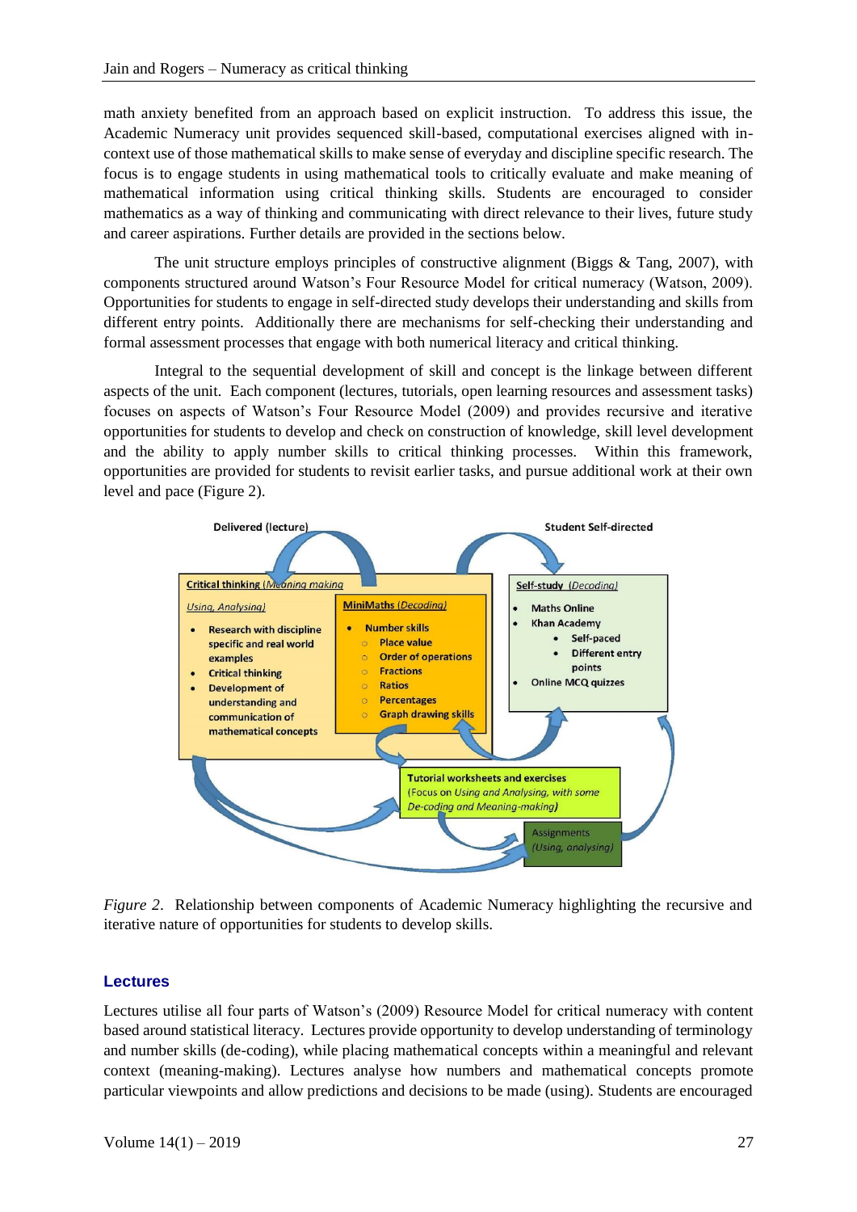math anxiety benefited from an approach based on explicit instruction. To address this issue, the Academic Numeracy unit provides sequenced skill-based, computational exercises aligned with in-context use of those mathematical skills to make sense of everyday and discipline specific research. The focus is to engage students in using mathematical tools to critically evaluate and make meaning of mathematical information using critical thinking skills. Students are encouraged to consider mathematics as a way of thinking and communicating with direct relevance to their lives, future study and career aspirations. Further details are provided in the sections below.

The unit structure employs principles of constructive alignment (Biggs & Tang, 2007), with components structured around Watson's Four Resource Model for critical numeracy (Watson, 2009). Opportunities for students to engage in self-directed study develops their understanding and skills from different entry points. Additionally there are mechanisms for self-checking their understanding and formal assessment processes that engage with both numerical literacy and critical thinking.

Integral to the sequential development of skill and concept is the linkage between different aspects of the unit. Each component (lectures, tutorials, open learning resources and assessment tasks) focuses on aspects of Watson's Four Resource Model (2009) and provides recursive and iterative opportunities for students to develop and check on construction of knowledge, skill level development and the ability to apply number skills to critical thinking processes. Within this framework, opportunities are provided for students to revisit earlier tasks, and pursue additional work at their own level and pace (Figure 2).

*Figure 2*. Relationship between components of Academic Numeracy highlighting the recursive and iterative nature of opportunities for students to develop skills.

## Lectures

Lectures utilise all four parts of Watson's (2009) Resource Model for critical numeracy with content based around statistical literacy. Lectures provide opportunity to develop understanding of terminology and number skills (de-coding), while placing mathematical concepts within a meaningful and relevant context (meaning-making). Lectures analyse how numbers and mathematical concepts promote particular viewpoints and allow predictions and decisions to be made (using). Students are encouraged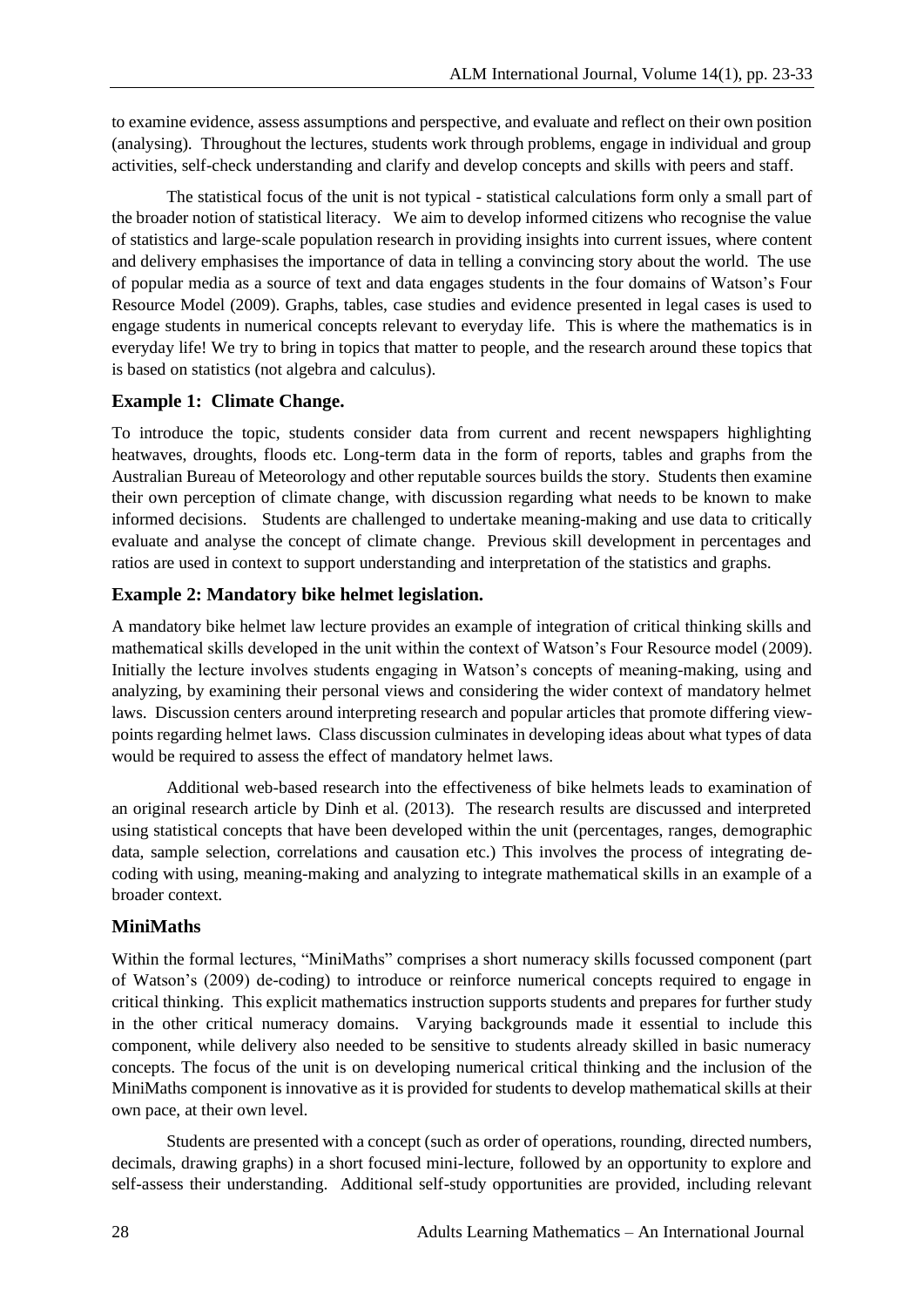to examine evidence, assess assumptions and perspective, and evaluate and reflect on their own position (analysing). Throughout the lectures, students work through problems, engage in individual and group activities, self-check understanding and clarify and develop concepts and skills with peers and staff.

The statistical focus of the unit is not typical - statistical calculations form only a small part of the broader notion of statistical literacy. We aim to develop informed citizens who recognise the value of statistics and large-scale population research in providing insights into current issues, where content and delivery emphasises the importance of data in telling a convincing story about the world. The use of popular media as a source of text and data engages students in the four domains of Watson's Four Resource Model (2009). Graphs, tables, case studies and evidence presented in legal cases is used to engage students in numerical concepts relevant to everyday life. This is where the mathematics is in everyday life! We try to bring in topics that matter to people, and the research around these topics that is based on statistics (not algebra and calculus).

### Example 1: Climate Change.

To introduce the topic, students consider data from current and recent newspapers highlighting heatwaves, droughts, floods etc. Long-term data in the form of reports, tables and graphs from the Australian Bureau of Meteorology and other reputable sources builds the story. Students then examine their own perception of climate change, with discussion regarding what needs to be known to make informed decisions. Students are challenged to undertake meaning-making and use data to critically evaluate and analyse the concept of climate change. Previous skill development in percentages and ratios are used in context to support understanding and interpretation of the statistics and graphs.

### Example 2: Mandatory bike helmet legislation.

A mandatory bike helmet law lecture provides an example of integration of critical thinking skills and mathematical skills developed in the unit within the context of Watson's Four Resource model (2009). Initially the lecture involves students engaging in Watson's concepts of meaning-making, using and analyzing, by examining their personal views and considering the wider context of mandatory helmet laws. Discussion centers around interpreting research and popular articles that promote differing view-points regarding helmet laws. Class discussion culminates in developing ideas about what types of data would be required to assess the effect of mandatory helmet laws.

Additional web-based research into the effectiveness of bike helmets leads to examination of an original research article by Dinh et al. (2013). The research results are discussed and interpreted using statistical concepts that have been developed within the unit (percentages, ranges, demographic data, sample selection, correlations and causation etc.) This involves the process of integrating de-coding with using, meaning-making and analyzing to integrate mathematical skills in an example of a broader context.

### MiniMaths

Within the formal lectures, "MiniMaths" comprises a short numeracy skills focussed component (part of Watson's (2009) de-coding) to introduce or reinforce numerical concepts required to engage in critical thinking. This explicit mathematics instruction supports students and prepares for further study in the other critical numeracy domains. Varying backgrounds made it essential to include this component, while delivery also needed to be sensitive to students already skilled in basic numeracy concepts. The focus of the unit is on developing numerical critical thinking and the inclusion of the MiniMaths component is innovative as it is provided for students to develop mathematical skills at their own pace, at their own level.

Students are presented with a concept (such as order of operations, rounding, directed numbers, decimals, drawing graphs) in a short focused mini-lecture, followed by an opportunity to explore and self-assess their understanding. Additional self-study opportunities are provided, including relevant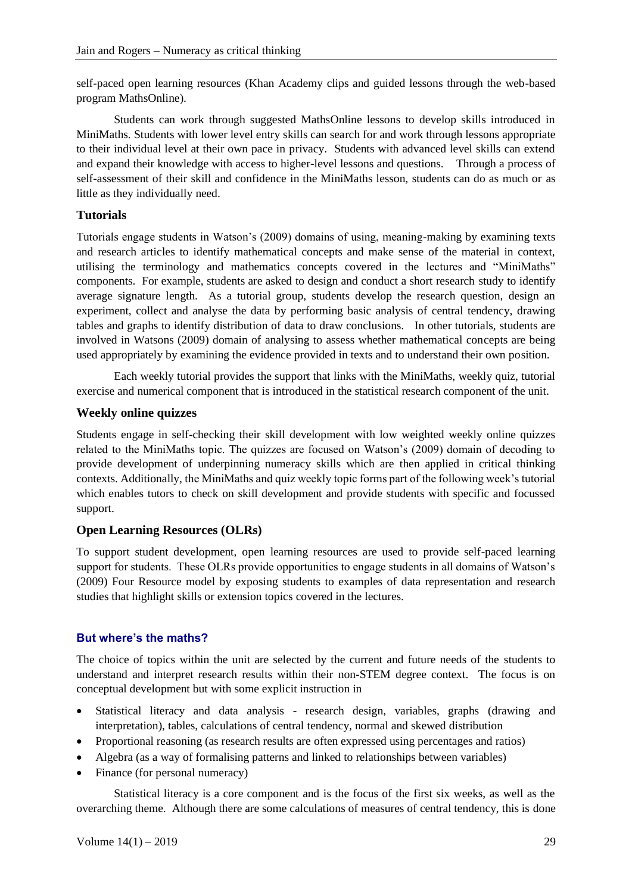self-paced open learning resources (Khan Academy clips and guided lessons through the web-based program MathsOnline).

Students can work through suggested MathsOnline lessons to develop skills introduced in MiniMaths. Students with lower level entry skills can search for and work through lessons appropriate to their individual level at their own pace in privacy. Students with advanced level skills can extend and expand their knowledge with access to higher-level lessons and questions. Through a process of self-assessment of their skill and confidence in the MiniMaths lesson, students can do as much or as little as they individually need.

### Tutorials

Tutorials engage students in Watson's (2009) domains of using, meaning-making by examining texts and research articles to identify mathematical concepts and make sense of the material in context, utilising the terminology and mathematics concepts covered in the lectures and "MiniMaths" components. For example, students are asked to design and conduct a short research study to identify average signature length. As a tutorial group, students develop the research question, design an experiment, collect and analyse the data by performing basic analysis of central tendency, drawing tables and graphs to identify distribution of data to draw conclusions. In other tutorials, students are involved in Watsons (2009) domain of analysing to assess whether mathematical concepts are being used appropriately by examining the evidence provided in texts and to understand their own position.

Each weekly tutorial provides the support that links with the MiniMaths, weekly quiz, tutorial exercise and numerical component that is introduced in the statistical research component of the unit.

### Weekly online quizzes

Students engage in self-checking their skill development with low weighted weekly online quizzes related to the MiniMaths topic. The quizzes are focused on Watson's (2009) domain of decoding to provide development of underpinning numeracy skills which are then applied in critical thinking contexts. Additionally, the MiniMaths and quiz weekly topic forms part of the following week's tutorial which enables tutors to check on skill development and provide students with specific and focussed support.

### Open Learning Resources (OLRs)

To support student development, open learning resources are used to provide self-paced learning support for students. These OLRs provide opportunities to engage students in all domains of Watson's (2009) Four Resource model by exposing students to examples of data representation and research studies that highlight skills or extension topics covered in the lectures.

## But where's the maths?

The choice of topics within the unit are selected by the current and future needs of the students to understand and interpret research results within their non-STEM degree context. The focus is on conceptual development but with some explicit instruction in

- Statistical literacy and data analysis - research design, variables, graphs (drawing and interpretation), tables, calculations of central tendency, normal and skewed distribution
- Proportional reasoning (as research results are often expressed using percentages and ratios)
- Algebra (as a way of formalising patterns and linked to relationships between variables)
- Finance (for personal numeracy)

Statistical literacy is a core component and is the focus of the first six weeks, as well as the overarching theme. Although there are some calculations of measures of central tendency, this is done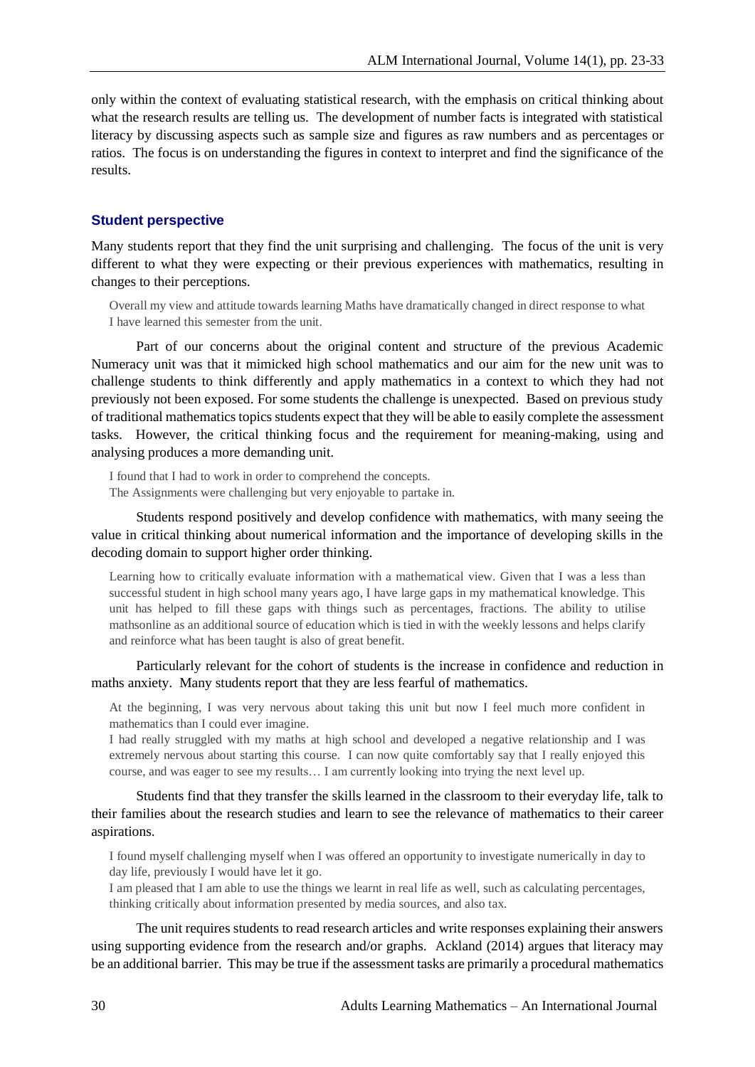only within the context of evaluating statistical research, with the emphasis on critical thinking about what the research results are telling us. The development of number facts is integrated with statistical literacy by discussing aspects such as sample size and figures as raw numbers and as percentages or ratios. The focus is on understanding the figures in context to interpret and find the significance of the results.

### Student perspective

Many students report that they find the unit surprising and challenging. The focus of the unit is very different to what they were expecting or their previous experiences with mathematics, resulting in changes to their perceptions.

> Overall my view and attitude towards learning Maths have dramatically changed in direct response to what I have learned this semester from the unit.

Part of our concerns about the original content and structure of the previous Academic Numeracy unit was that it mimicked high school mathematics and our aim for the new unit was to challenge students to think differently and apply mathematics in a context to which they had not previously not been exposed. For some students the challenge is unexpected. Based on previous study of traditional mathematics topics students expect that they will be able to easily complete the assessment tasks. However, the critical thinking focus and the requirement for meaning-making, using and analysing produces a more demanding unit.

> I found that I had to work in order to comprehend the concepts.
> The Assignments were challenging but very enjoyable to partake in.

Students respond positively and develop confidence with mathematics, with many seeing the value in critical thinking about numerical information and the importance of developing skills in the decoding domain to support higher order thinking.

> Learning how to critically evaluate information with a mathematical view. Given that I was a less than successful student in high school many years ago, I have large gaps in my mathematical knowledge. This unit has helped to fill these gaps with things such as percentages, fractions. The ability to utilise mathsonline as an additional source of education which is tied in with the weekly lessons and helps clarify and reinforce what has been taught is also of great benefit.

Particularly relevant for the cohort of students is the increase in confidence and reduction in maths anxiety. Many students report that they are less fearful of mathematics.

> At the beginning, I was very nervous about taking this unit but now I feel much more confident in mathematics than I could ever imagine.
> I had really struggled with my maths at high school and developed a negative relationship and I was extremely nervous about starting this course. I can now quite comfortably say that I really enjoyed this course, and was eager to see my results… I am currently looking into trying the next level up.

Students find that they transfer the skills learned in the classroom to their everyday life, talk to their families about the research studies and learn to see the relevance of mathematics to their career aspirations.

> I found myself challenging myself when I was offered an opportunity to investigate numerically in day to day life, previously I would have let it go.
> I am pleased that I am able to use the things we learnt in real life as well, such as calculating percentages, thinking critically about information presented by media sources, and also tax.

The unit requires students to read research articles and write responses explaining their answers using supporting evidence from the research and/or graphs. Ackland (2014) argues that literacy may be an additional barrier. This may be true if the assessment tasks are primarily a procedural mathematics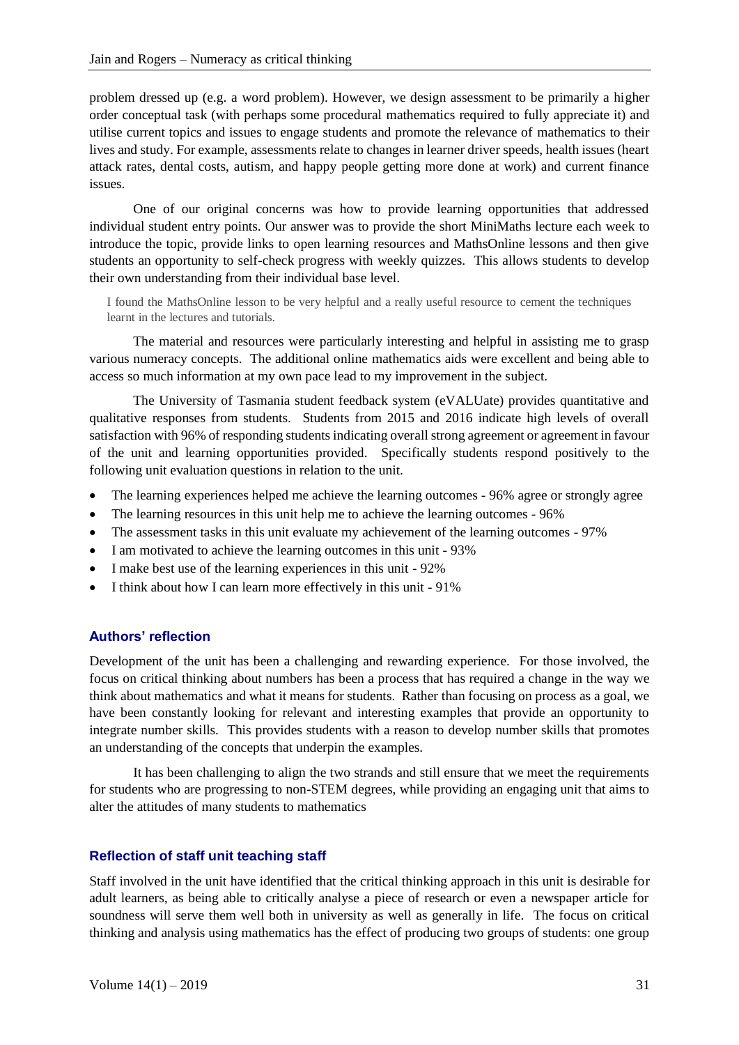problem dressed up (e.g. a word problem). However, we design assessment to be primarily a higher order conceptual task (with perhaps some procedural mathematics required to fully appreciate it) and utilise current topics and issues to engage students and promote the relevance of mathematics to their lives and study. For example, assessments relate to changes in learner driver speeds, health issues (heart attack rates, dental costs, autism, and happy people getting more done at work) and current finance issues.

One of our original concerns was how to provide learning opportunities that addressed individual student entry points. Our answer was to provide the short MiniMaths lecture each week to introduce the topic, provide links to open learning resources and MathsOnline lessons and then give students an opportunity to self-check progress with weekly quizzes. This allows students to develop their own understanding from their individual base level.

> I found the MathsOnline lesson to be very helpful and a really useful resource to cement the techniques learnt in the lectures and tutorials.

The material and resources were particularly interesting and helpful in assisting me to grasp various numeracy concepts. The additional online mathematics aids were excellent and being able to access so much information at my own pace lead to my improvement in the subject.

The University of Tasmania student feedback system (eVALUate) provides quantitative and qualitative responses from students. Students from 2015 and 2016 indicate high levels of overall satisfaction with 96% of responding students indicating overall strong agreement or agreement in favour of the unit and learning opportunities provided. Specifically students respond positively to the following unit evaluation questions in relation to the unit.

- The learning experiences helped me achieve the learning outcomes - 96% agree or strongly agree
- The learning resources in this unit help me to achieve the learning outcomes - 96%
- The assessment tasks in this unit evaluate my achievement of the learning outcomes - 97%
- I am motivated to achieve the learning outcomes in this unit - 93%
- I make best use of the learning experiences in this unit - 92%
- I think about how I can learn more effectively in this unit - 91%

### Authors' reflection

Development of the unit has been a challenging and rewarding experience. For those involved, the focus on critical thinking about numbers has been a process that has required a change in the way we think about mathematics and what it means for students. Rather than focusing on process as a goal, we have been constantly looking for relevant and interesting examples that provide an opportunity to integrate number skills. This provides students with a reason to develop number skills that promotes an understanding of the concepts that underpin the examples.

It has been challenging to align the two strands and still ensure that we meet the requirements for students who are progressing to non-STEM degrees, while providing an engaging unit that aims to alter the attitudes of many students to mathematics

### Reflection of staff unit teaching staff

Staff involved in the unit have identified that the critical thinking approach in this unit is desirable for adult learners, as being able to critically analyse a piece of research or even a newspaper article for soundness will serve them well both in university as well as generally in life. The focus on critical thinking and analysis using mathematics has the effect of producing two groups of students: one group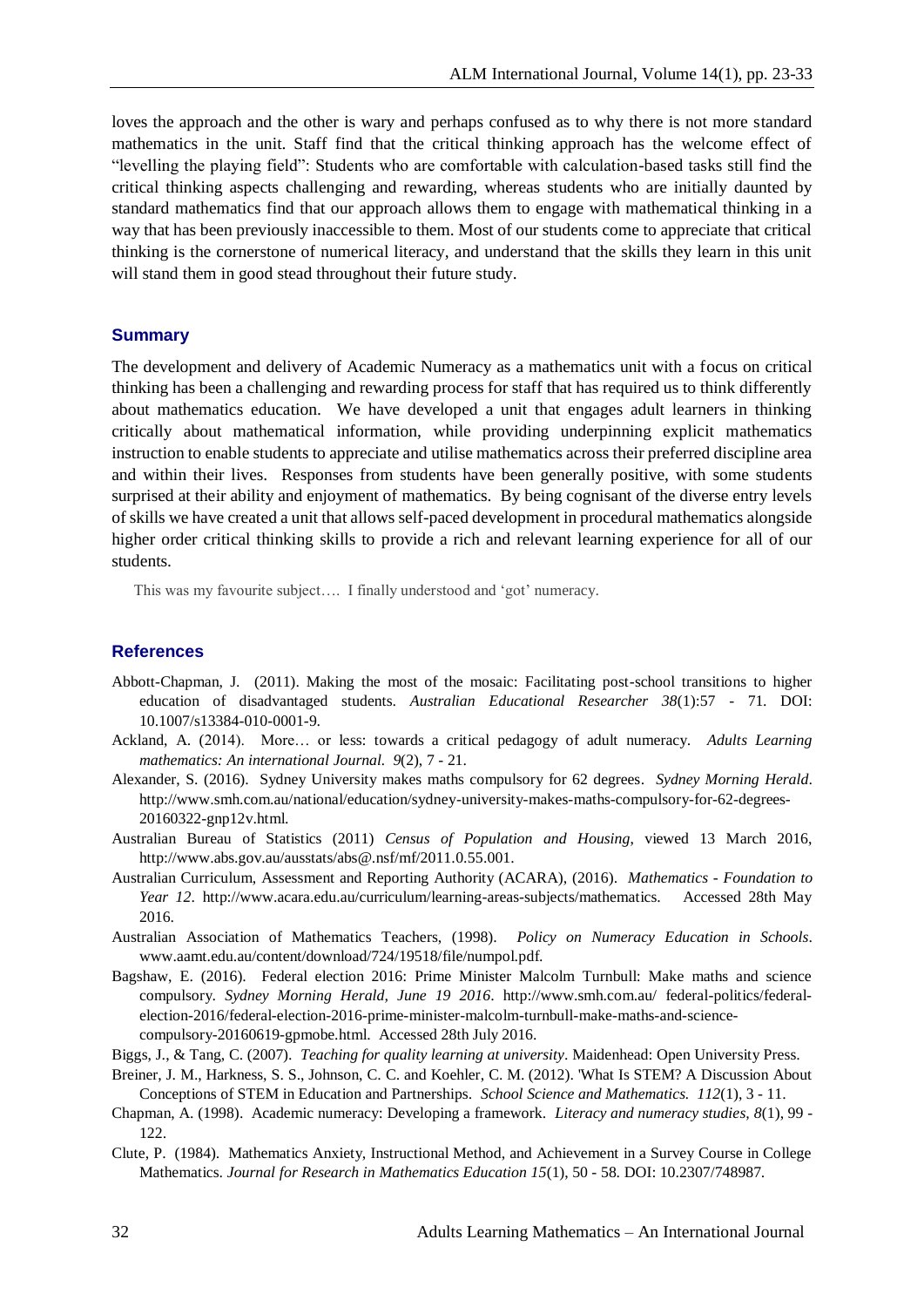loves the approach and the other is wary and perhaps confused as to why there is not more standard mathematics in the unit. Staff find that the critical thinking approach has the welcome effect of "levelling the playing field": Students who are comfortable with calculation-based tasks still find the critical thinking aspects challenging and rewarding, whereas students who are initially daunted by standard mathematics find that our approach allows them to engage with mathematical thinking in a way that has been previously inaccessible to them. Most of our students come to appreciate that critical thinking is the cornerstone of numerical literacy, and understand that the skills they learn in this unit will stand them in good stead throughout their future study.

## Summary

The development and delivery of Academic Numeracy as a mathematics unit with a focus on critical thinking has been a challenging and rewarding process for staff that has required us to think differently about mathematics education. We have developed a unit that engages adult learners in thinking critically about mathematical information, while providing underpinning explicit mathematics instruction to enable students to appreciate and utilise mathematics across their preferred discipline area and within their lives. Responses from students have been generally positive, with some students surprised at their ability and enjoyment of mathematics. By being cognisant of the diverse entry levels of skills we have created a unit that allows self-paced development in procedural mathematics alongside higher order critical thinking skills to provide a rich and relevant learning experience for all of our students.

> This was my favourite subject…. I finally understood and 'got' numeracy.

## References

Abbott-Chapman, J. (2011). Making the most of the mosaic: Facilitating post-school transitions to higher education of disadvantaged students. *Australian Educational Researcher 38*(1):57 - 71. DOI: 10.1007/s13384-010-0001-9.

Ackland, A. (2014). More… or less: towards a critical pedagogy of adult numeracy. *Adults Learning mathematics: An international Journal. 9*(2), 7 - 21.

Alexander, S. (2016). Sydney University makes maths compulsory for 62 degrees. *Sydney Morning Herald*. http://www.smh.com.au/national/education/sydney-university-makes-maths-compulsory-for-62-degrees-20160322-gnp12v.html.

Australian Bureau of Statistics (2011) *Census of Population and Housing*, viewed 13 March 2016, http://www.abs.gov.au/ausstats/abs@.nsf/mf/2011.0.55.001.

Australian Curriculum, Assessment and Reporting Authority (ACARA), (2016). *Mathematics - Foundation to Year 12*. http://www.acara.edu.au/curriculum/learning-areas-subjects/mathematics. Accessed 28th May 2016.

Australian Association of Mathematics Teachers, (1998). *Policy on Numeracy Education in Schools*. www.aamt.edu.au/content/download/724/19518/file/numpol.pdf.

Bagshaw, E. (2016). Federal election 2016: Prime Minister Malcolm Turnbull: Make maths and science compulsory. *Sydney Morning Herald, June 19 2016*. http://www.smh.com.au/ federal-politics/federal-election-2016/federal-election-2016-prime-minister-malcolm-turnbull-make-maths-and-science-compulsory-20160619-gpmobe.html. Accessed 28th July 2016.

Biggs, J., & Tang, C. (2007). *Teaching for quality learning at university*. Maidenhead: Open University Press.

Breiner, J. M., Harkness, S. S., Johnson, C. C. and Koehler, C. M. (2012). 'What Is STEM? A Discussion About Conceptions of STEM in Education and Partnerships. *School Science and Mathematics. 112*(1), 3 - 11.

Chapman, A. (1998). Academic numeracy: Developing a framework. *Literacy and numeracy studies, 8*(1), 99 - 122.

Clute, P. (1984). Mathematics Anxiety, Instructional Method, and Achievement in a Survey Course in College Mathematics. *Journal for Research in Mathematics Education 15*(1), 50 - 58. DOI: 10.2307/748987.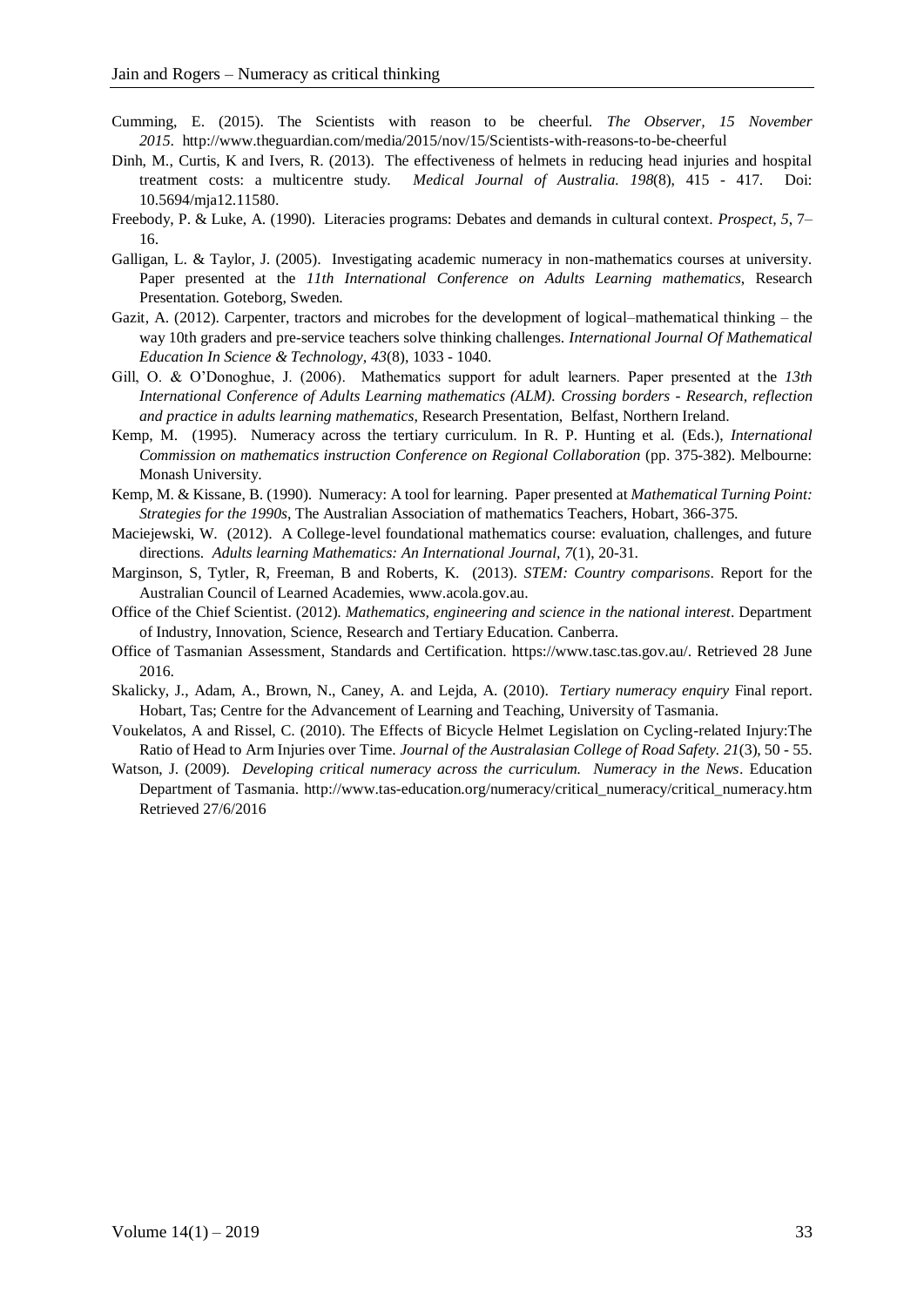Cumming, E. (2015). The Scientists with reason to be cheerful. *The Observer, 15 November 2015*. http://www.theguardian.com/media/2015/nov/15/Scientists-with-reasons-to-be-cheerful

Dinh, M., Curtis, K and Ivers, R. (2013). The effectiveness of helmets in reducing head injuries and hospital treatment costs: a multicentre study. *Medical Journal of Australia. 198*(8), 415 - 417. Doi: 10.5694/mja12.11580.

Freebody, P. & Luke, A. (1990). Literacies programs: Debates and demands in cultural context. *Prospect, 5*, 7–16.

Galligan, L. & Taylor, J. (2005). Investigating academic numeracy in non-mathematics courses at university. Paper presented at the *11th International Conference on Adults Learning mathematics*, Research Presentation. Goteborg, Sweden.

Gazit, A. (2012). Carpenter, tractors and microbes for the development of logical–mathematical thinking – the way 10th graders and pre-service teachers solve thinking challenges. *International Journal Of Mathematical Education In Science & Technology, 43*(8), 1033 - 1040.

Gill, O. & O'Donoghue, J. (2006). Mathematics support for adult learners. Paper presented at the *13th International Conference of Adults Learning mathematics (ALM). Crossing borders - Research, reflection and practice in adults learning mathematics*, Research Presentation, Belfast, Northern Ireland.

Kemp, M. (1995). Numeracy across the tertiary curriculum. In R. P. Hunting et al. (Eds.), *International Commission on mathematics instruction Conference on Regional Collaboration* (pp. 375-382). Melbourne: Monash University.

Kemp, M. & Kissane, B. (1990). Numeracy: A tool for learning. Paper presented at *Mathematical Turning Point: Strategies for the 1990s*, The Australian Association of mathematics Teachers, Hobart, 366-375.

Maciejewski, W. (2012). A College-level foundational mathematics course: evaluation, challenges, and future directions. *Adults learning Mathematics: An International Journal, 7*(1), 20-31.

Marginson, S, Tytler, R, Freeman, B and Roberts, K. (2013). *STEM: Country comparisons*. Report for the Australian Council of Learned Academies, www.acola.gov.au.

Office of the Chief Scientist. (2012). *Mathematics, engineering and science in the national interest*. Department of Industry, Innovation, Science, Research and Tertiary Education. Canberra.

Office of Tasmanian Assessment, Standards and Certification. https://www.tasc.tas.gov.au/. Retrieved 28 June 2016.

Skalicky, J., Adam, A., Brown, N., Caney, A. and Lejda, A. (2010). *Tertiary numeracy enquiry* Final report. Hobart, Tas; Centre for the Advancement of Learning and Teaching, University of Tasmania.

Voukelatos, A and Rissel, C. (2010). The Effects of Bicycle Helmet Legislation on Cycling-related Injury:The Ratio of Head to Arm Injuries over Time. *Journal of the Australasian College of Road Safety. 21*(3), 50 - 55.

Watson, J. (2009). *Developing critical numeracy across the curriculum. Numeracy in the News*. Education Department of Tasmania. http://www.tas-education.org/numeracy/critical_numeracy/critical_numeracy.htm Retrieved 27/6/2016